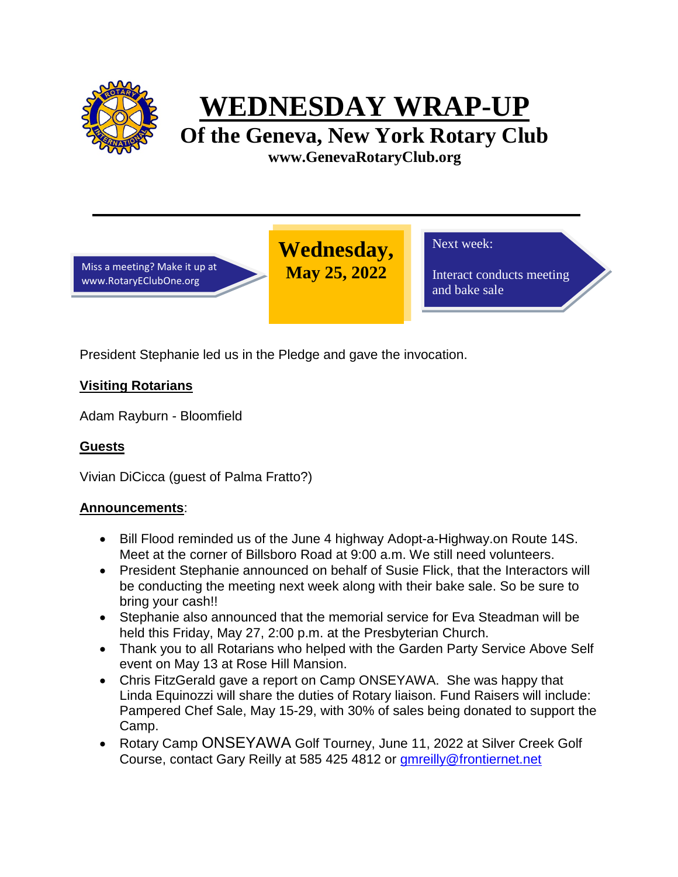# WEDNESDAY WRAP-UP

## Of the Geneva, New York Rotary Club

**www.GenevaRotaryClub.org**

Miss a meeting? Make it up at www.RotaryEClubOne.org

**Wednesday, May 25, 2022**

Next week:

Interact conducts meeting and bake sale

President Stephanie led us in the Pledge and gave the invocation.

**Visiting Rotarians**

Adam Rayburn - Bloomfield

**Guests**

Vivian DiCicca (guest of Palma Fratto?)

**Announcements**:

- Bill Flood reminded us of the June 4 highway Adopt-a-Highway.on Route 14S. Meet at the corner of Billsboro Road at 9:00 a.m. We still need volunteers.
- President Stephanie announced on behalf of Susie Flick, that the Interactors will be conducting the meeting next week along with their bake sale. So be sure to bring your cash!!
- Stephanie also announced that the memorial service for Eva Steadman will be held this Friday, May 27, 2:00 p.m. at the Presbyterian Church.
- Thank you to all Rotarians who helped with the Garden Party Service Above Self event on May 13 at Rose Hill Mansion.
- Chris FitzGerald gave a report on Camp ONSEYAWA. She was happy that Linda Equinozzi will share the duties of Rotary liaison. Fund Raisers will include: Pampered Chef Sale, May 15-29, with 30% of sales being donated to support the Camp.
- Rotary Camp ONSEYAWA Golf Tourney, June 11, 2022 at Silver Creek Golf Course, contact Gary Reilly at 585 425 4812 or gmreilly@frontiernet.net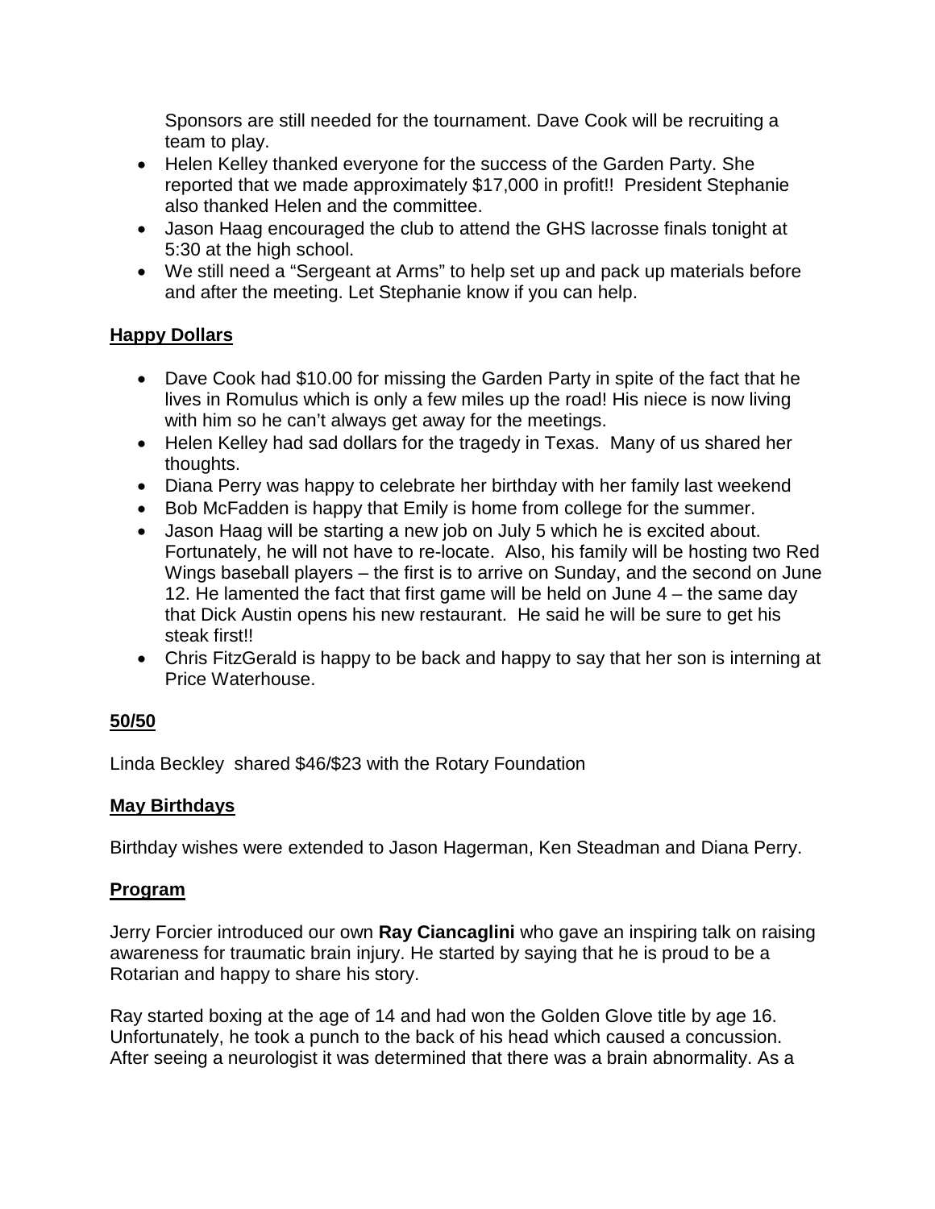Sponsors are still needed for the tournament. Dave Cook will be recruiting a team to play.

- Helen Kelley thanked everyone for the success of the Garden Party. She reported that we made approximately $17,000 in profit!! President Stephanie also thanked Helen and the committee.
- Jason Haag encouraged the club to attend the GHS lacrosse finals tonight at 5:30 at the high school.
- We still need a "Sergeant at Arms" to help set up and pack up materials before and after the meeting. Let Stephanie know if you can help.

## Happy Dollars

- Dave Cook had $10.00 for missing the Garden Party in spite of the fact that he lives in Romulus which is only a few miles up the road! His niece is now living with him so he can't always get away for the meetings.
- Helen Kelley had sad dollars for the tragedy in Texas. Many of us shared her thoughts.
- Diana Perry was happy to celebrate her birthday with her family last weekend
- Bob McFadden is happy that Emily is home from college for the summer.
- Jason Haag will be starting a new job on July 5 which he is excited about. Fortunately, he will not have to re-locate. Also, his family will be hosting two Red Wings baseball players – the first is to arrive on Sunday, and the second on June 12. He lamented the fact that first game will be held on June 4 – the same day that Dick Austin opens his new restaurant. He said he will be sure to get his steak first!!
- Chris FitzGerald is happy to be back and happy to say that her son is interning at Price Waterhouse.

## 50/50

Linda Beckley shared $46/$23 with the Rotary Foundation

## May Birthdays

Birthday wishes were extended to Jason Hagerman, Ken Steadman and Diana Perry.

## Program

Jerry Forcier introduced our own **Ray Ciancaglini** who gave an inspiring talk on raising awareness for traumatic brain injury. He started by saying that he is proud to be a Rotarian and happy to share his story.

Ray started boxing at the age of 14 and had won the Golden Glove title by age 16. Unfortunately, he took a punch to the back of his head which caused a concussion. After seeing a neurologist it was determined that there was a brain abnormality. As a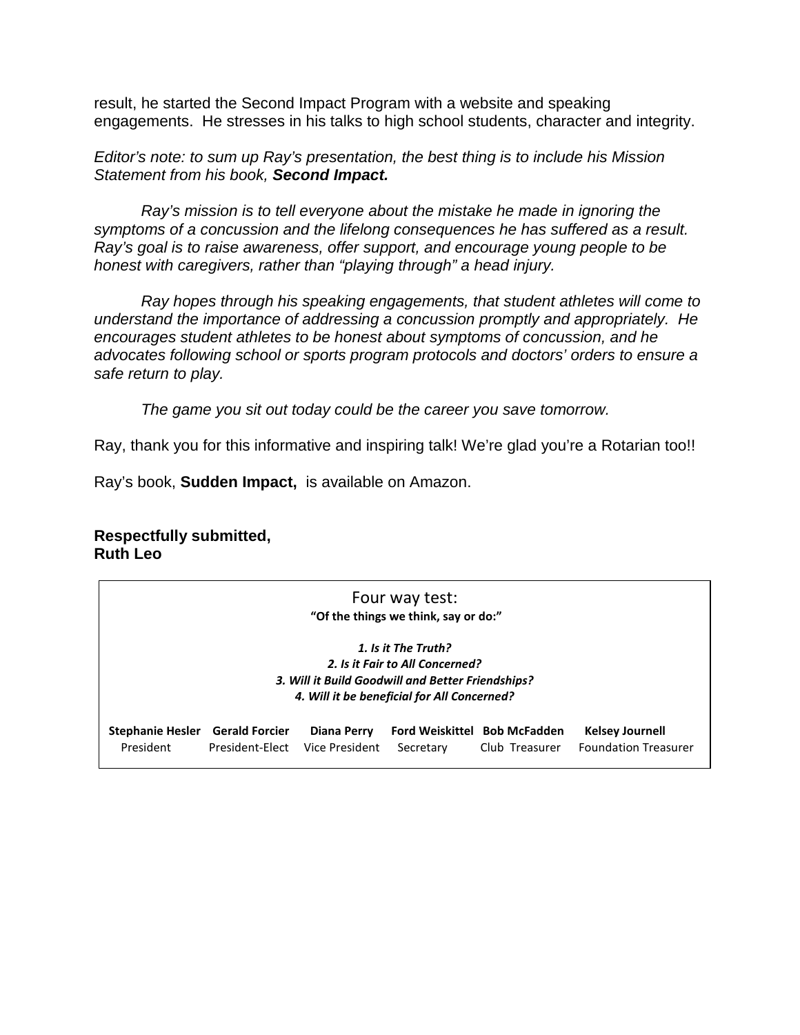result, he started the Second Impact Program with a website and speaking engagements. He stresses in his talks to high school students, character and integrity.

*Editor's note: to sum up Ray's presentation, the best thing is to include his Mission Statement from his book,* ***Second Impact.***

*Ray's mission is to tell everyone about the mistake he made in ignoring the symptoms of a concussion and the lifelong consequences he has suffered as a result. Ray's goal is to raise awareness, offer support, and encourage young people to be honest with caregivers, rather than "playing through" a head injury.*

*Ray hopes through his speaking engagements, that student athletes will come to understand the importance of addressing a concussion promptly and appropriately. He encourages student athletes to be honest about symptoms of concussion, and he advocates following school or sports program protocols and doctors' orders to ensure a safe return to play.*

*The game you sit out today could be the career you save tomorrow.*

Ray, thank you for this informative and inspiring talk! We're glad you're a Rotarian too!!

Ray's book, **Sudden Impact,** is available on Amazon.

**Respectfully submitted,**
**Ruth Leo**

Four way test:
**"Of the things we think, say or do:"**

***1. Is it The Truth?***
***2. Is it Fair to All Concerned?***
***3. Will it Build Goodwill and Better Friendships?***
***4. Will it be beneficial for All Concerned?***

| | | | | | |
|---|---|---|---|---|---|
| **Stephanie Hesler** | **Gerald Forcier** | **Diana Perry** | **Ford Weiskittel** | **Bob McFadden** | **Kelsey Journell** |
| President | President-Elect | Vice President | Secretary | Club Treasurer | Foundation Treasurer |